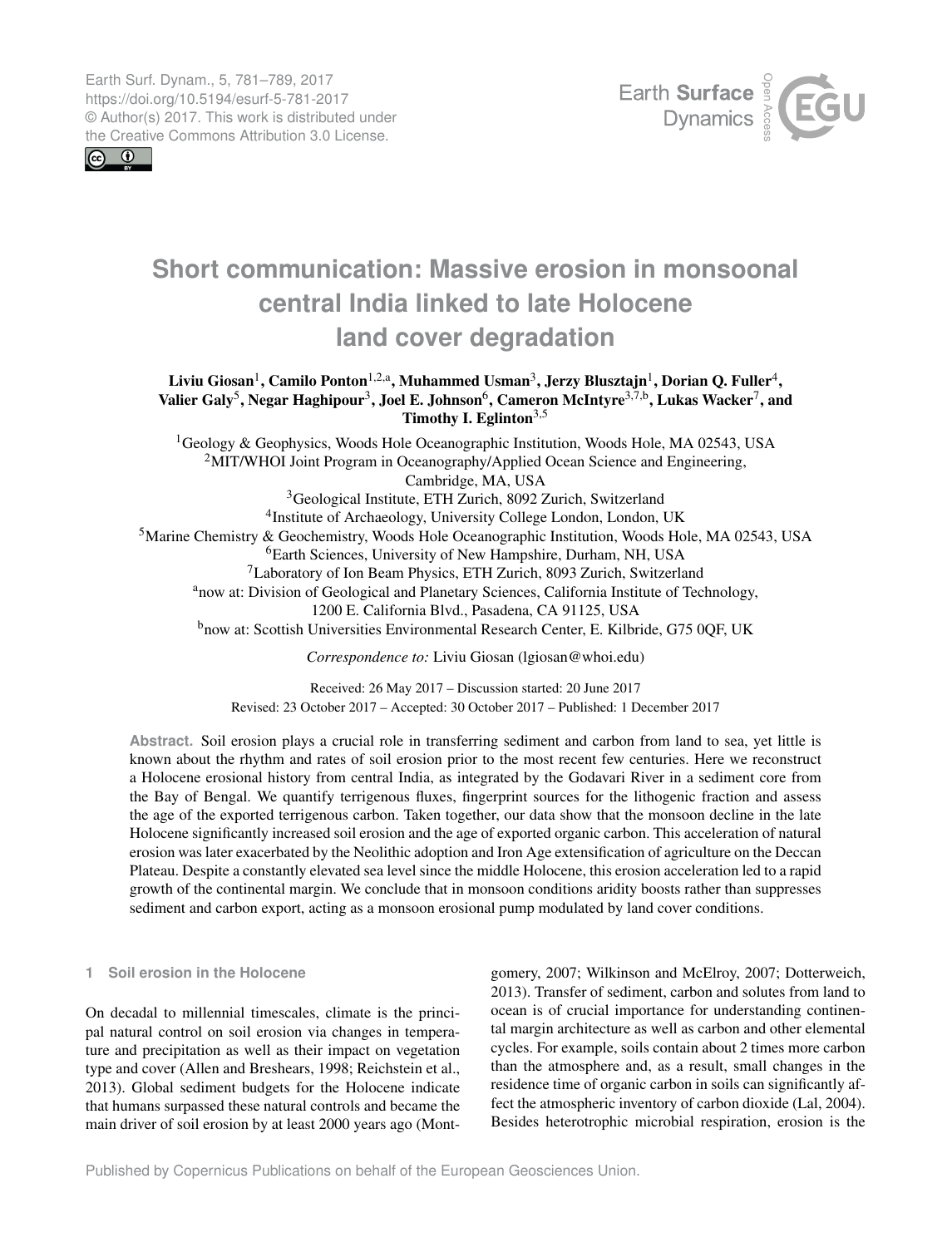# Short communication: Massive erosion in monsoonal central India linked to late Holocene land cover degradation

**Liviu Giosan[1], Camilo Ponton[1,2,a], Muhammed Usman[3], Jerzy Blusztajn[1], Dorian Q. Fuller[4], Valier Galy[5], Negar Haghipour[3], Joel E. Johnson[6], Cameron McIntyre[3,7,b], Lukas Wacker[7], and Timothy I. Eglinton[3,5]**

[1]Geology & Geophysics, Woods Hole Oceanographic Institution, Woods Hole, MA 02543, USA
[2]MIT/WHOI Joint Program in Oceanography/Applied Ocean Science and Engineering, Cambridge, MA, USA
[3]Geological Institute, ETH Zurich, 8092 Zurich, Switzerland
[4]Institute of Archaeology, University College London, London, UK
[5]Marine Chemistry & Geochemistry, Woods Hole Oceanographic Institution, Woods Hole, MA 02543, USA
[6]Earth Sciences, University of New Hampshire, Durham, NH, USA
[7]Laboratory of Ion Beam Physics, ETH Zurich, 8093 Zurich, Switzerland
[a]now at: Division of Geological and Planetary Sciences, California Institute of Technology, 1200 E. California Blvd., Pasadena, CA 91125, USA
[b]now at: Scottish Universities Environmental Research Center, E. Kilbride, G75 0QF, UK

*Correspondence to:* Liviu Giosan (lgiosan@whoi.edu)

Received: 26 May 2017 – Discussion started: 20 June 2017
Revised: 23 October 2017 – Accepted: 30 October 2017 – Published: 1 December 2017

**Abstract.** Soil erosion plays a crucial role in transferring sediment and carbon from land to sea, yet little is known about the rhythm and rates of soil erosion prior to the most recent few centuries. Here we reconstruct a Holocene erosional history from central India, as integrated by the Godavari River in a sediment core from the Bay of Bengal. We quantify terrigenous fluxes, fingerprint sources for the lithogenic fraction and assess the age of the exported terrigenous carbon. Taken together, our data show that the monsoon decline in the late Holocene significantly increased soil erosion and the age of exported organic carbon. This acceleration of natural erosion was later exacerbated by the Neolithic adoption and Iron Age extensification of agriculture on the Deccan Plateau. Despite a constantly elevated sea level since the middle Holocene, this erosion acceleration led to a rapid growth of the continental margin. We conclude that in monsoon conditions aridity boosts rather than suppresses sediment and carbon export, acting as a monsoon erosional pump modulated by land cover conditions.

## 1 Soil erosion in the Holocene

On decadal to millennial timescales, climate is the principal natural control on soil erosion via changes in temperature and precipitation as well as their impact on vegetation type and cover (Allen and Breshears, 1998; Reichstein et al., 2013). Global sediment budgets for the Holocene indicate that humans surpassed these natural controls and became the main driver of soil erosion by at least 2000 years ago (Montgomery, 2007; Wilkinson and McElroy, 2007; Dotterweich, 2013). Transfer of sediment, carbon and solutes from land to ocean is of crucial importance for understanding continental margin architecture as well as carbon and other elemental cycles. For example, soils contain about 2 times more carbon than the atmosphere and, as a result, small changes in the residence time of organic carbon in soils can significantly affect the atmospheric inventory of carbon dioxide (Lal, 2004). Besides heterotrophic microbial respiration, erosion is the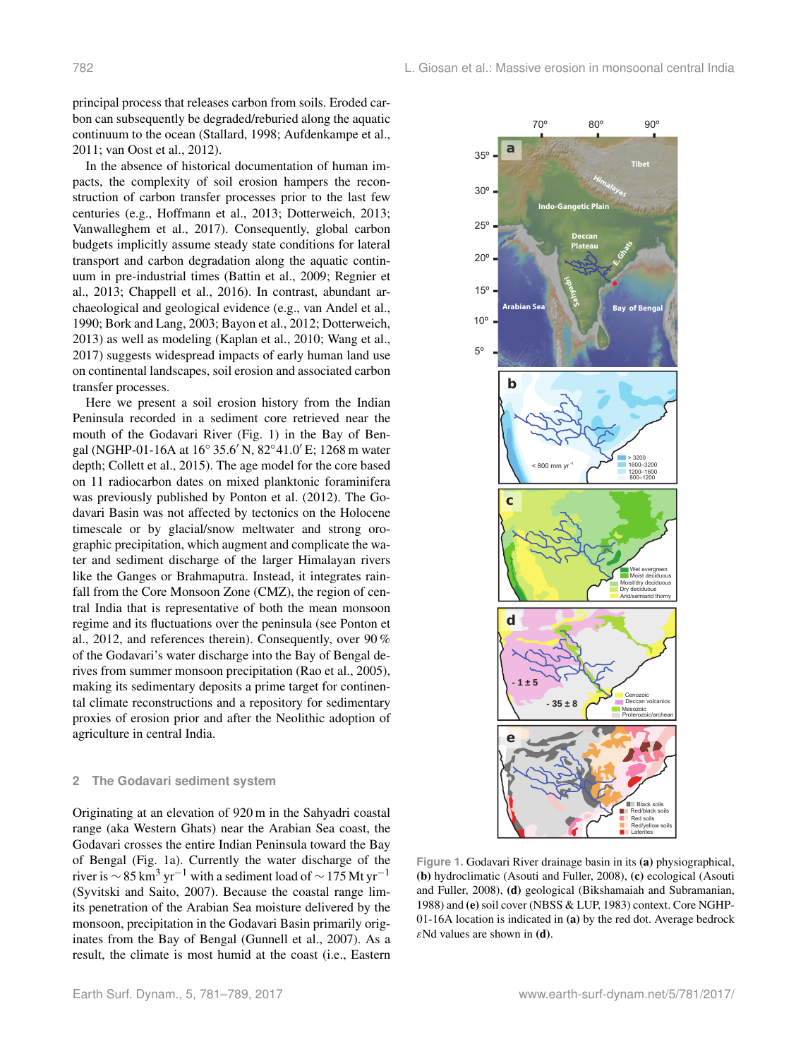principal process that releases carbon from soils. Eroded carbon can subsequently be degraded/reburied along the aquatic continuum to the ocean (Stallard, 1998; Aufdenkampe et al., 2011; van Oost et al., 2012).

In the absence of historical documentation of human impacts, the complexity of soil erosion hampers the reconstruction of carbon transfer processes prior to the last few centuries (e.g., Hoffmann et al., 2013; Dotterweich, 2013; Vanwalleghem et al., 2017). Consequently, global carbon budgets implicitly assume steady state conditions for lateral transport and carbon degradation along the aquatic continuum in pre-industrial times (Battin et al., 2009; Regnier et al., 2013; Chappell et al., 2016). In contrast, abundant archaeological and geological evidence (e.g., van Andel et al., 1990; Bork and Lang, 2003; Bayon et al., 2012; Dotterweich, 2013) as well as modeling (Kaplan et al., 2010; Wang et al., 2017) suggests widespread impacts of early human land use on continental landscapes, soil erosion and associated carbon transfer processes.

Here we present a soil erosion history from the Indian Peninsula recorded in a sediment core retrieved near the mouth of the Godavari River (Fig. 1) in the Bay of Bengal (NGHP-01-16A at 16° 35.6′ N, 82°41.0′ E; 1268 m water depth; Collett et al., 2015). The age model for the core based on 11 radiocarbon dates on mixed planktonic foraminifera was previously published by Ponton et al. (2012). The Godavari Basin was not affected by tectonics on the Holocene timescale or by glacial/snow meltwater and strong orographic precipitation, which augment and complicate the water and sediment discharge of the larger Himalayan rivers like the Ganges or Brahmaputra. Instead, it integrates rainfall from the Core Monsoon Zone (CMZ), the region of central India that is representative of both the mean monsoon regime and its fluctuations over the peninsula (see Ponton et al., 2012, and references therein). Consequently, over 90 % of the Godavari's water discharge into the Bay of Bengal derives from summer monsoon precipitation (Rao et al., 2005), making its sedimentary deposits a prime target for continental climate reconstructions and a repository for sedimentary proxies of erosion prior and after the Neolithic adoption of agriculture in central India.

## 2 The Godavari sediment system

Originating at an elevation of 920 m in the Sahyadri coastal range (aka Western Ghats) near the Arabian Sea coast, the Godavari crosses the entire Indian Peninsula toward the Bay of Bengal (Fig. 1a). Currently the water discharge of the river is $\sim 85\ \mathrm{km^3\ yr^{-1}}$ with a sediment load of $\sim 175\ \mathrm{Mt\ yr^{-1}}$ (Syvitski and Saito, 2007). Because the coastal range limits the penetration of the Arabian Sea moisture delivered by the monsoon, precipitation in the Godavari Basin primarily originates from the Bay of Bengal (Gunnell et al., 2007). As a result, the climate is most humid at the coast (i.e., Eastern

**Figure 1.** Godavari River drainage basin in its **(a)** physiographical, **(b)** hydroclimatic (Asouti and Fuller, 2008), **(c)** ecological (Asouti and Fuller, 2008), **(d)** geological (Bikshamaiah and Subramanian, 1988) and **(e)** soil cover (NBSS & LUP, 1983) context. Core NGHP-01-16A location is indicated in **(a)** by the red dot. Average bedrock $\varepsilon$Nd values are shown in **(d)**.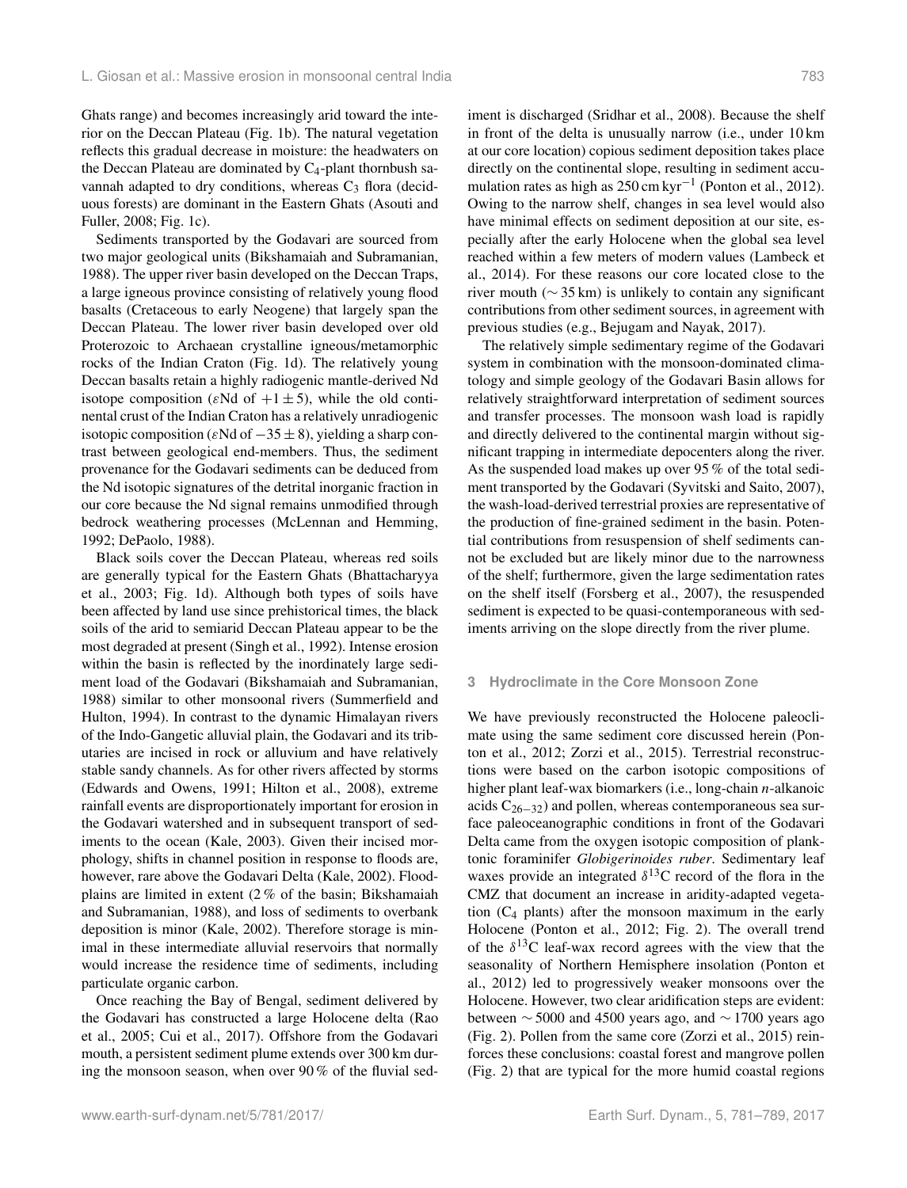Ghats range) and becomes increasingly arid toward the interior on the Deccan Plateau (Fig. 1b). The natural vegetation reflects this gradual decrease in moisture: the headwaters on the Deccan Plateau are dominated by $C_4$-plant thornbush savannah adapted to dry conditions, whereas $C_3$ flora (deciduous forests) are dominant in the Eastern Ghats (Asouti and Fuller, 2008; Fig. 1c).

Sediments transported by the Godavari are sourced from two major geological units (Bikshamaiah and Subramanian, 1988). The upper river basin developed on the Deccan Traps, a large igneous province consisting of relatively young flood basalts (Cretaceous to early Neogene) that largely span the Deccan Plateau. The lower river basin developed over old Proterozoic to Archaean crystalline igneous/metamorphic rocks of the Indian Craton (Fig. 1d). The relatively young Deccan basalts retain a highly radiogenic mantle-derived Nd isotope composition ($\varepsilon$Nd of $+1 \pm 5$), while the old continental crust of the Indian Craton has a relatively unradiogenic isotopic composition ($\varepsilon$Nd of $-35 \pm 8$), yielding a sharp contrast between geological end-members. Thus, the sediment provenance for the Godavari sediments can be deduced from the Nd isotopic signatures of the detrital inorganic fraction in our core because the Nd signal remains unmodified through bedrock weathering processes (McLennan and Hemming, 1992; DePaolo, 1988).

Black soils cover the Deccan Plateau, whereas red soils are generally typical for the Eastern Ghats (Bhattacharyya et al., 2003; Fig. 1d). Although both types of soils have been affected by land use since prehistorical times, the black soils of the arid to semiarid Deccan Plateau appear to be the most degraded at present (Singh et al., 1992). Intense erosion within the basin is reflected by the inordinately large sediment load of the Godavari (Bikshamaiah and Subramanian, 1988) similar to other monsoonal rivers (Summerfield and Hulton, 1994). In contrast to the dynamic Himalayan rivers of the Indo-Gangetic alluvial plain, the Godavari and its tributaries are incised in rock or alluvium and have relatively stable sandy channels. As for other rivers affected by storms (Edwards and Owens, 1991; Hilton et al., 2008), extreme rainfall events are disproportionately important for erosion in the Godavari watershed and in subsequent transport of sediments to the ocean (Kale, 2003). Given their incised morphology, shifts in channel position in response to floods are, however, rare above the Godavari Delta (Kale, 2002). Floodplains are limited in extent (2 % of the basin; Bikshamaiah and Subramanian, 1988), and loss of sediments to overbank deposition is minor (Kale, 2002). Therefore storage is minimal in these intermediate alluvial reservoirs that normally would increase the residence time of sediments, including particulate organic carbon.

Once reaching the Bay of Bengal, sediment delivered by the Godavari has constructed a large Holocene delta (Rao et al., 2005; Cui et al., 2017). Offshore from the Godavari mouth, a persistent sediment plume extends over 300 km during the monsoon season, when over 90 % of the fluvial sediment is discharged (Sridhar et al., 2008). Because the shelf in front of the delta is unusually narrow (i.e., under 10 km at our core location) copious sediment deposition takes place directly on the continental slope, resulting in sediment accumulation rates as high as 250 cm kyr$^{-1}$ (Ponton et al., 2012). Owing to the narrow shelf, changes in sea level would also have minimal effects on sediment deposition at our site, especially after the early Holocene when the global sea level reached within a few meters of modern values (Lambeck et al., 2014). For these reasons our core located close to the river mouth ($\sim 35$ km) is unlikely to contain any significant contributions from other sediment sources, in agreement with previous studies (e.g., Bejugam and Nayak, 2017).

The relatively simple sedimentary regime of the Godavari system in combination with the monsoon-dominated climatology and simple geology of the Godavari Basin allows for relatively straightforward interpretation of sediment sources and transfer processes. The monsoon wash load is rapidly and directly delivered to the continental margin without significant trapping in intermediate depocenters along the river. As the suspended load makes up over 95 % of the total sediment transported by the Godavari (Syvitski and Saito, 2007), the wash-load-derived terrestrial proxies are representative of the production of fine-grained sediment in the basin. Potential contributions from resuspension of shelf sediments cannot be excluded but are likely minor due to the narrowness of the shelf; furthermore, given the large sedimentation rates on the shelf itself (Forsberg et al., 2007), the resuspended sediment is expected to be quasi-contemporaneous with sediments arriving on the slope directly from the river plume.

## 3 Hydroclimate in the Core Monsoon Zone

We have previously reconstructed the Holocene paleoclimate using the same sediment core discussed herein (Ponton et al., 2012; Zorzi et al., 2015). Terrestrial reconstructions were based on the carbon isotopic compositions of higher plant leaf-wax biomarkers (i.e., long-chain *n*-alkanoic acids $C_{26-32}$) and pollen, whereas contemporaneous sea surface paleoceanographic conditions in front of the Godavari Delta came from the oxygen isotopic composition of planktonic foraminifer *Globigerinoides ruber*. Sedimentary leaf waxes provide an integrated $\delta^{13}$C record of the flora in the CMZ that document an increase in aridity-adapted vegetation ($C_4$ plants) after the monsoon maximum in the early Holocene (Ponton et al., 2012; Fig. 2). The overall trend of the $\delta^{13}$C leaf-wax record agrees with the view that the seasonality of Northern Hemisphere insolation (Ponton et al., 2012) led to progressively weaker monsoons over the Holocene. However, two clear aridification steps are evident: between $\sim 5000$ and 4500 years ago, and $\sim 1700$ years ago (Fig. 2). Pollen from the same core (Zorzi et al., 2015) reinforces these conclusions: coastal forest and mangrove pollen (Fig. 2) that are typical for the more humid coastal regions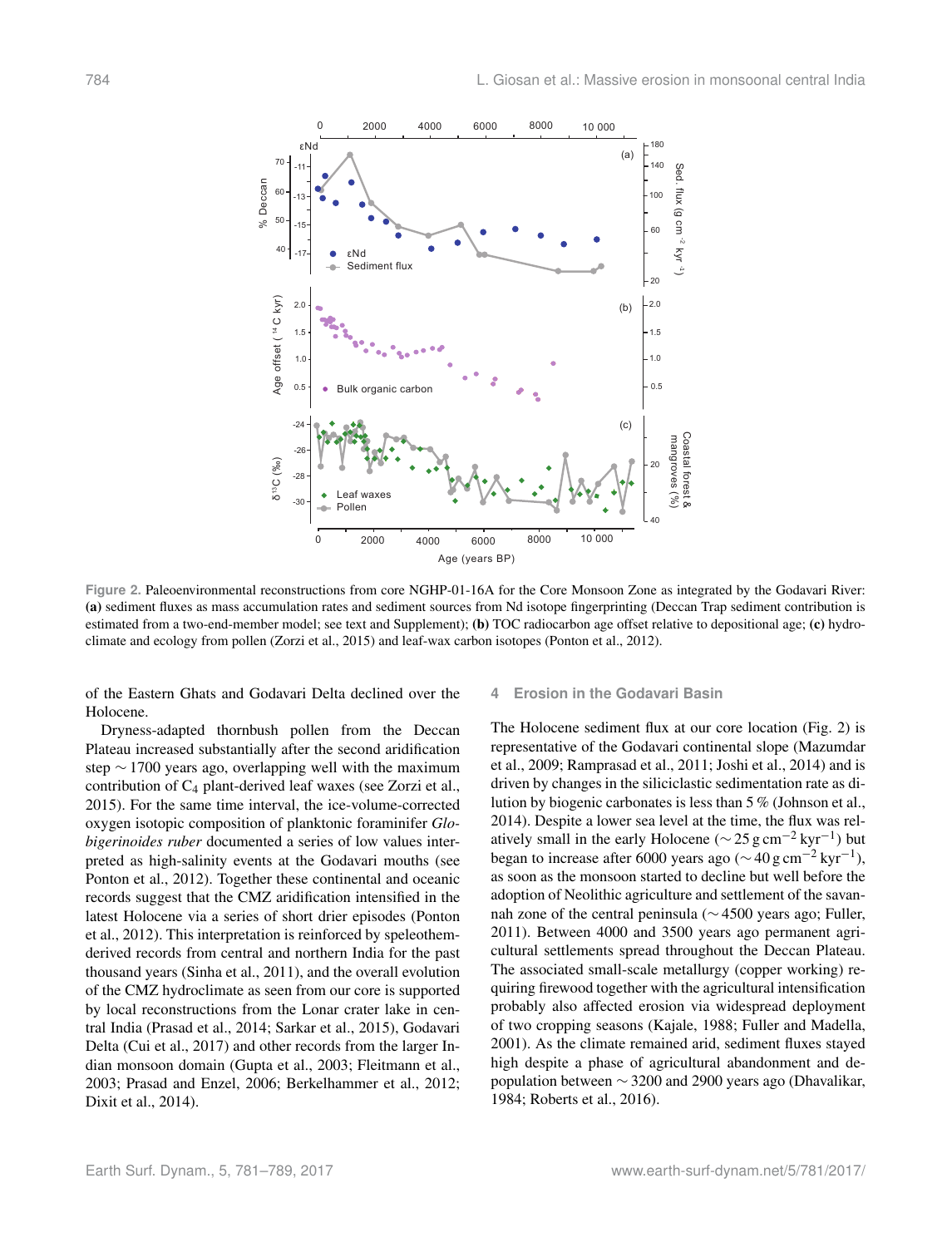Figure 2. Paleoenvironmental reconstructions from core NGHP-01-16A for the Core Monsoon Zone as integrated by the Godavari River: **(a)** sediment fluxes as mass accumulation rates and sediment sources from Nd isotope fingerprinting (Deccan Trap sediment contribution is estimated from a two-end-member model; see text and Supplement); **(b)** TOC radiocarbon age offset relative to depositional age; **(c)** hydroclimate and ecology from pollen (Zorzi et al., 2015) and leaf-wax carbon isotopes (Ponton et al., 2012).

of the Eastern Ghats and Godavari Delta declined over the Holocene.

Dryness-adapted thornbush pollen from the Deccan Plateau increased substantially after the second aridification step ∼ 1700 years ago, overlapping well with the maximum contribution of $C_4$ plant-derived leaf waxes (see Zorzi et al., 2015). For the same time interval, the ice-volume-corrected oxygen isotopic composition of planktonic foraminifer *Globigerinoides ruber* documented a series of low values interpreted as high-salinity events at the Godavari mouths (see Ponton et al., 2012). Together these continental and oceanic records suggest that the CMZ aridification intensified in the latest Holocene via a series of short drier episodes (Ponton et al., 2012). This interpretation is reinforced by speleothem-derived records from central and northern India for the past thousand years (Sinha et al., 2011), and the overall evolution of the CMZ hydroclimate as seen from our core is supported by local reconstructions from the Lonar crater lake in central India (Prasad et al., 2014; Sarkar et al., 2015), Godavari Delta (Cui et al., 2017) and other records from the larger Indian monsoon domain (Gupta et al., 2003; Fleitmann et al., 2003; Prasad and Enzel, 2006; Berkelhammer et al., 2012; Dixit et al., 2014).

## 4 Erosion in the Godavari Basin

The Holocene sediment flux at our core location (Fig. 2) is representative of the Godavari continental slope (Mazumdar et al., 2009; Ramprasad et al., 2011; Joshi et al., 2014) and is driven by changes in the siliciclastic sedimentation rate as dilution by biogenic carbonates is less than 5 % (Johnson et al., 2014). Despite a lower sea level at the time, the flux was relatively small in the early Holocene (∼ 25 $g\,cm^{-2}\,kyr^{-1}$) but began to increase after 6000 years ago (∼ 40 $g\,cm^{-2}\,kyr^{-1}$), as soon as the monsoon started to decline but well before the adoption of Neolithic agriculture and settlement of the savannah zone of the central peninsula (∼ 4500 years ago; Fuller, 2011). Between 4000 and 3500 years ago permanent agricultural settlements spread throughout the Deccan Plateau. The associated small-scale metallurgy (copper working) requiring firewood together with the agricultural intensification probably also affected erosion via widespread deployment of two cropping seasons (Kajale, 1988; Fuller and Madella, 2001). As the climate remained arid, sediment fluxes stayed high despite a phase of agricultural abandonment and depopulation between ∼ 3200 and 2900 years ago (Dhavalikar, 1984; Roberts et al., 2016).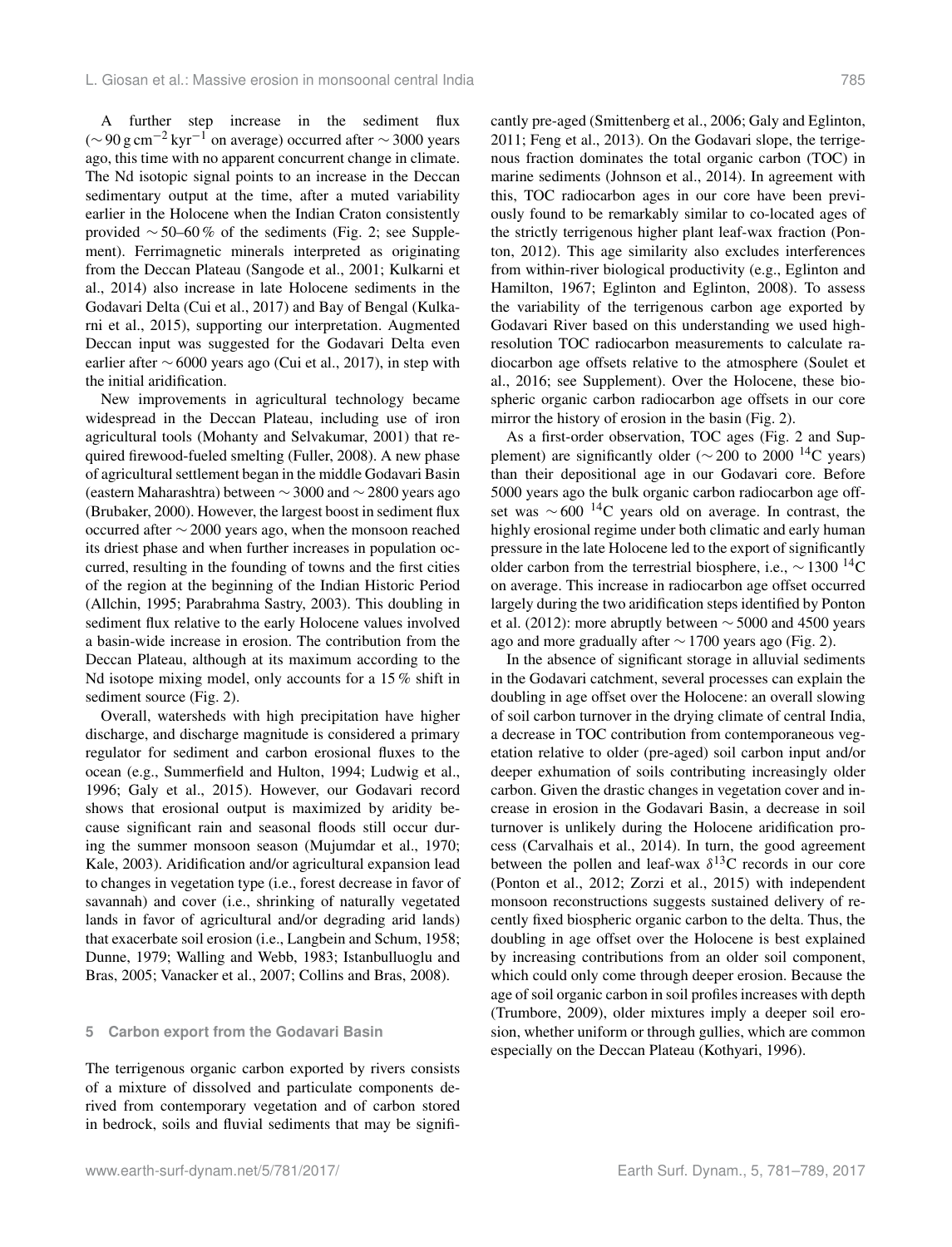A further step increase in the sediment flux ($\sim 90\,\mathrm{g\,cm^{-2}\,kyr^{-1}}$ on average) occurred after $\sim 3000$ years ago, this time with no apparent concurrent change in climate. The Nd isotopic signal points to an increase in the Deccan sedimentary output at the time, after a muted variability earlier in the Holocene when the Indian Craton consistently provided $\sim 50$–60 % of the sediments (Fig. 2; see Supplement). Ferrimagnetic minerals interpreted as originating from the Deccan Plateau (Sangode et al., 2001; Kulkarni et al., 2014) also increase in late Holocene sediments in the Godavari Delta (Cui et al., 2017) and Bay of Bengal (Kulkarni et al., 2015), supporting our interpretation. Augmented Deccan input was suggested for the Godavari Delta even earlier after $\sim 6000$ years ago (Cui et al., 2017), in step with the initial aridification.

New improvements in agricultural technology became widespread in the Deccan Plateau, including use of iron agricultural tools (Mohanty and Selvakumar, 2001) that required firewood-fueled smelting (Fuller, 2008). A new phase of agricultural settlement began in the middle Godavari Basin (eastern Maharashtra) between $\sim 3000$ and $\sim 2800$ years ago (Brubaker, 2000). However, the largest boost in sediment flux occurred after $\sim 2000$ years ago, when the monsoon reached its driest phase and when further increases in population occurred, resulting in the founding of towns and the first cities of the region at the beginning of the Indian Historic Period (Allchin, 1995; Parabrahma Sastry, 2003). This doubling in sediment flux relative to the early Holocene values involved a basin-wide increase in erosion. The contribution from the Deccan Plateau, although at its maximum according to the Nd isotope mixing model, only accounts for a 15 % shift in sediment source (Fig. 2).

Overall, watersheds with high precipitation have higher discharge, and discharge magnitude is considered a primary regulator for sediment and carbon erosional fluxes to the ocean (e.g., Summerfield and Hulton, 1994; Ludwig et al., 1996; Galy et al., 2015). However, our Godavari record shows that erosional output is maximized by aridity because significant rain and seasonal floods still occur during the summer monsoon season (Mujumdar et al., 1970; Kale, 2003). Aridification and/or agricultural expansion lead to changes in vegetation type (i.e., forest decrease in favor of savannah) and cover (i.e., shrinking of naturally vegetated lands in favor of agricultural and/or degrading arid lands) that exacerbate soil erosion (i.e., Langbein and Schum, 1958; Dunne, 1979; Walling and Webb, 1983; Istanbulluoglu and Bras, 2005; Vanacker et al., 2007; Collins and Bras, 2008).

## 5 Carbon export from the Godavari Basin

The terrigenous organic carbon exported by rivers consists of a mixture of dissolved and particulate components derived from contemporary vegetation and of carbon stored in bedrock, soils and fluvial sediments that may be significantly pre-aged (Smittenberg et al., 2006; Galy and Eglinton, 2011; Feng et al., 2013). On the Godavari slope, the terrigenous fraction dominates the total organic carbon (TOC) in marine sediments (Johnson et al., 2014). In agreement with this, TOC radiocarbon ages in our core have been previously found to be remarkably similar to co-located ages of the strictly terrigenous higher plant leaf-wax fraction (Ponton, 2012). This age similarity also excludes interferences from within-river biological productivity (e.g., Eglinton and Hamilton, 1967; Eglinton and Eglinton, 2008). To assess the variability of the terrigenous carbon age exported by Godavari River based on this understanding we used high-resolution TOC radiocarbon measurements to calculate radiocarbon age offsets relative to the atmosphere (Soulet et al., 2016; see Supplement). Over the Holocene, these biospheric organic carbon radiocarbon age offsets in our core mirror the history of erosion in the basin (Fig. 2).

As a first-order observation, TOC ages (Fig. 2 and Supplement) are significantly older ($\sim 200$ to 2000 $^{14}$C years) than their depositional age in our Godavari core. Before 5000 years ago the bulk organic carbon radiocarbon age offset was $\sim 600$ $^{14}$C years old on average. In contrast, the highly erosional regime under both climatic and early human pressure in the late Holocene led to the export of significantly older carbon from the terrestrial biosphere, i.e., $\sim 1300$ $^{14}$C on average. This increase in radiocarbon age offset occurred largely during the two aridification steps identified by Ponton et al. (2012): more abruptly between $\sim 5000$ and 4500 years ago and more gradually after $\sim 1700$ years ago (Fig. 2).

In the absence of significant storage in alluvial sediments in the Godavari catchment, several processes can explain the doubling in age offset over the Holocene: an overall slowing of soil carbon turnover in the drying climate of central India, a decrease in TOC contribution from contemporaneous vegetation relative to older (pre-aged) soil carbon input and/or deeper exhumation of soils contributing increasingly older carbon. Given the drastic changes in vegetation cover and increase in erosion in the Godavari Basin, a decrease in soil turnover is unlikely during the Holocene aridification process (Carvalhais et al., 2014). In turn, the good agreement between the pollen and leaf-wax $\delta^{13}$C records in our core (Ponton et al., 2012; Zorzi et al., 2015) with independent monsoon reconstructions suggests sustained delivery of recently fixed biospheric organic carbon to the delta. Thus, the doubling in age offset over the Holocene is best explained by increasing contributions from an older soil component, which could only come through deeper erosion. Because the age of soil organic carbon in soil profiles increases with depth (Trumbore, 2009), older mixtures imply a deeper soil erosion, whether uniform or through gullies, which are common especially on the Deccan Plateau (Kothyari, 1996).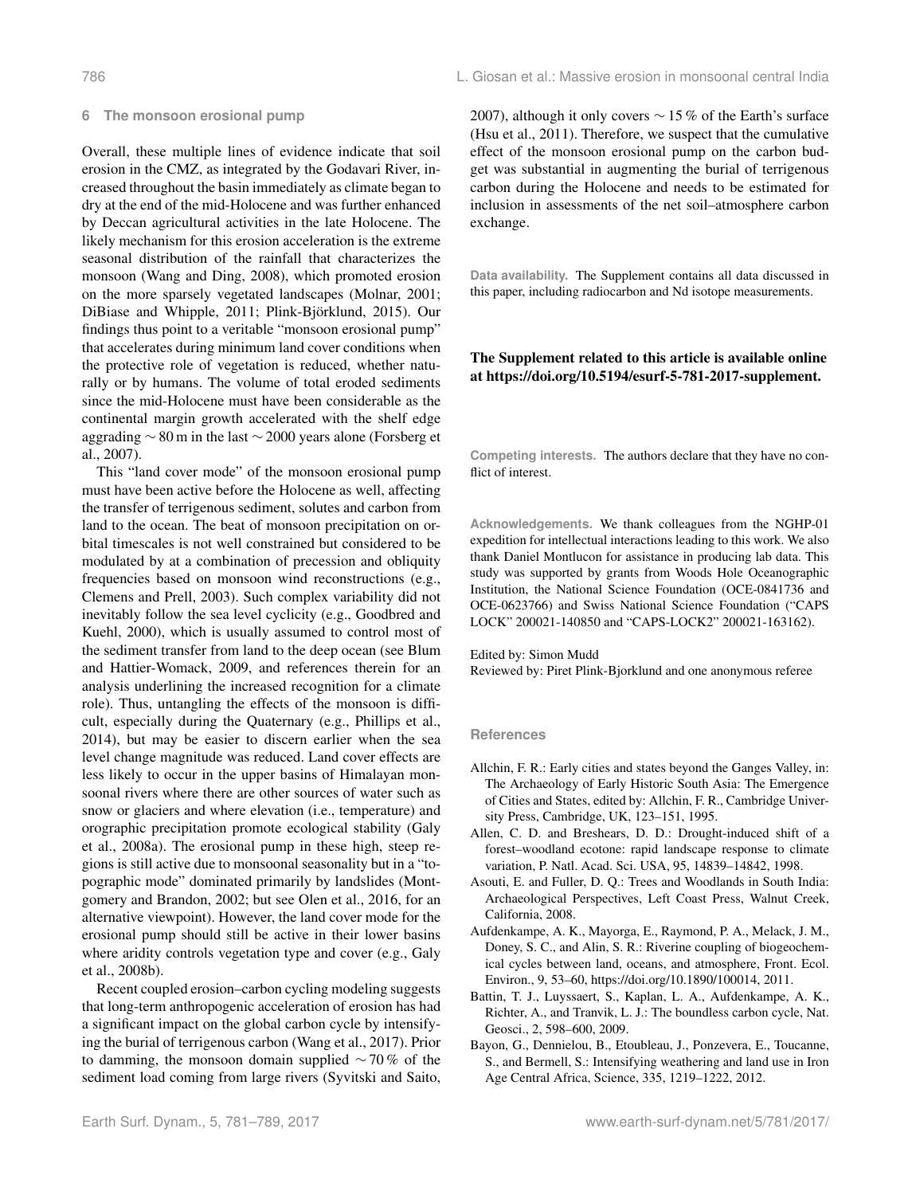## 6 The monsoon erosional pump

Overall, these multiple lines of evidence indicate that soil erosion in the CMZ, as integrated by the Godavari River, increased throughout the basin immediately as climate began to dry at the end of the mid-Holocene and was further enhanced by Deccan agricultural activities in the late Holocene. The likely mechanism for this erosion acceleration is the extreme seasonal distribution of the rainfall that characterizes the monsoon (Wang and Ding, 2008), which promoted erosion on the more sparsely vegetated landscapes (Molnar, 2001; DiBiase and Whipple, 2011; Plink-Björklund, 2015). Our findings thus point to a veritable "monsoon erosional pump" that accelerates during minimum land cover conditions when the protective role of vegetation is reduced, whether naturally or by humans. The volume of total eroded sediments since the mid-Holocene must have been considerable as the continental margin growth accelerated with the shelf edge aggrading $\sim 80$ m in the last $\sim 2000$ years alone (Forsberg et al., 2007).

This "land cover mode" of the monsoon erosional pump must have been active before the Holocene as well, affecting the transfer of terrigenous sediment, solutes and carbon from land to the ocean. The beat of monsoon precipitation on orbital timescales is not well constrained but considered to be modulated by at a combination of precession and obliquity frequencies based on monsoon wind reconstructions (e.g., Clemens and Prell, 2003). Such complex variability did not inevitably follow the sea level cyclicity (e.g., Goodbred and Kuehl, 2000), which is usually assumed to control most of the sediment transfer from land to the deep ocean (see Blum and Hattier-Womack, 2009, and references therein for an analysis underlining the increased recognition for a climate role). Thus, untangling the effects of the monsoon is difficult, especially during the Quaternary (e.g., Phillips et al., 2014), but may be easier to discern earlier when the sea level change magnitude was reduced. Land cover effects are less likely to occur in the upper basins of Himalayan monsoonal rivers where there are other sources of water such as snow or glaciers and where elevation (i.e., temperature) and orographic precipitation promote ecological stability (Galy et al., 2008a). The erosional pump in these high, steep regions is still active due to monsoonal seasonality but in a "topographic mode" dominated primarily by landslides (Montgomery and Brandon, 2002; but see Olen et al., 2016, for an alternative viewpoint). However, the land cover mode for the erosional pump should still be active in their lower basins where aridity controls vegetation type and cover (e.g., Galy et al., 2008b).

Recent coupled erosion–carbon cycling modeling suggests that long-term anthropogenic acceleration of erosion has had a significant impact on the global carbon cycle by intensifying the burial of terrigenous carbon (Wang et al., 2017). Prior to damming, the monsoon domain supplied $\sim 70$ % of the sediment load coming from large rivers (Syvitski and Saito, 2007), although it only covers $\sim 15$ % of the Earth's surface (Hsu et al., 2011). Therefore, we suspect that the cumulative effect of the monsoon erosional pump on the carbon budget was substantial in augmenting the burial of terrigenous carbon during the Holocene and needs to be estimated for inclusion in assessments of the net soil–atmosphere carbon exchange.

**Data availability.** The Supplement contains all data discussed in this paper, including radiocarbon and Nd isotope measurements.

**The Supplement related to this article is available online at https://doi.org/10.5194/esurf-5-781-2017-supplement.**

**Competing interests.** The authors declare that they have no conflict of interest.

**Acknowledgements.** We thank colleagues from the NGHP-01 expedition for intellectual interactions leading to this work. We also thank Daniel Montlucon for assistance in producing lab data. This study was supported by grants from Woods Hole Oceanographic Institution, the National Science Foundation (OCE-0841736 and OCE-0623766) and Swiss National Science Foundation ("CAPS LOCK" 200021-140850 and "CAPS-LOCK2" 200021-163162).

Edited by: Simon Mudd
Reviewed by: Piret Plink-Bjorklund and one anonymous referee

## References

- Allchin, F. R.: Early cities and states beyond the Ganges Valley, in: The Archaeology of Early Historic South Asia: The Emergence of Cities and States, edited by: Allchin, F. R., Cambridge University Press, Cambridge, UK, 123–151, 1995.
- Allen, C. D. and Breshears, D. D.: Drought-induced shift of a forest–woodland ecotone: rapid landscape response to climate variation, P. Natl. Acad. Sci. USA, 95, 14839–14842, 1998.
- Asouti, E. and Fuller, D. Q.: Trees and Woodlands in South India: Archaeological Perspectives, Left Coast Press, Walnut Creek, California, 2008.
- Aufdenkampe, A. K., Mayorga, E., Raymond, P. A., Melack, J. M., Doney, S. C., and Alin, S. R.: Riverine coupling of biogeochemical cycles between land, oceans, and atmosphere, Front. Ecol. Environ., 9, 53–60, https://doi.org/10.1890/100014, 2011.
- Battin, T. J., Luyssaert, S., Kaplan, L. A., Aufdenkampe, A. K., Richter, A., and Tranvik, L. J.: The boundless carbon cycle, Nat. Geosci., 2, 598–600, 2009.
- Bayon, G., Dennielou, B., Etoubleau, J., Ponzevera, E., Toucanne, S., and Bermell, S.: Intensifying weathering and land use in Iron Age Central Africa, Science, 335, 1219–1222, 2012.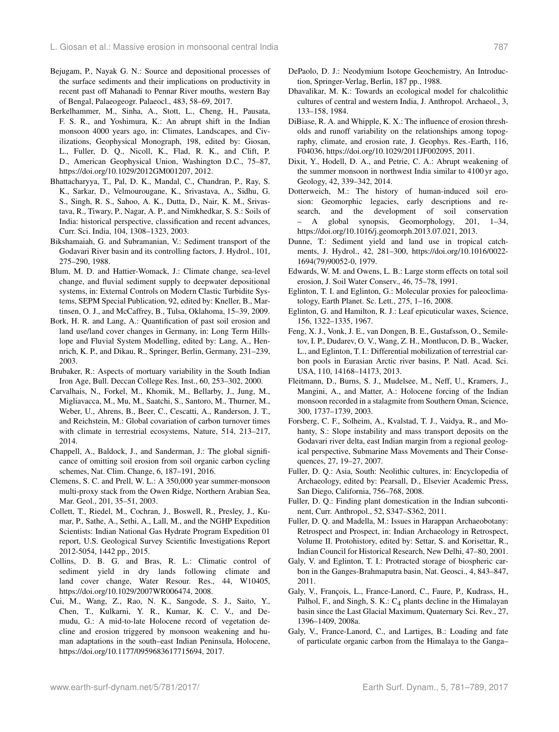Bejugam, P., Nayak G. N.: Source and depositional processes of the surface sediments and their implications on productivity in recent past off Mahanadi to Pennar River mouths, western Bay of Bengal, Palaeogeogr. Palaeocl., 483, 58–69, 2017.

Berkelhammer, M., Sinha, A., Stott, L., Cheng, H., Pausata, F. S. R., and Yoshimura, K.: An abrupt shift in the Indian monsoon 4000 years ago, in: Climates, Landscapes, and Civilizations, Geophysical Monograph, 198, edited by: Giosan, L., Fuller, D. Q., Nicoll, K., Flad, R. K., and Clift, P. D., American Geophysical Union, Washington D.C., 75–87, https://doi.org/10.1029/2012GM001207, 2012.

Bhattacharyya, T., Pal, D. K., Mandal, C., Chandran, P., Ray, S. K., Sarkar, D., Velmourougane, K., Srivastava, A., Sidhu, G. S., Singh, R. S., Sahoo, A. K., Dutta, D., Nair, K. M., Srivastava, R., Tiwary, P., Nagar, A. P., and Nimkhedkar, S. S.: Soils of India: historical perspective, classification and recent advances, Curr. Sci. India, 104, 1308–1323, 2003.

Bikshamaiah, G. and Subramanian, V.: Sediment transport of the Godavari River basin and its controlling factors, J. Hydrol., 101, 275–290, 1988.

Blum, M. D. and Hattier-Womack, J.: Climate change, sea-level change, and fluvial sediment supply to deepwater depositional systems, in: External Controls on Modern Clastic Turbidite Systems, SEPM Special Publication, 92, edited by: Kneller, B., Martinsen, O. J., and McCaffrey, B., Tulsa, Oklahoma, 15–39, 2009.

Bork, H. R. and Lang, A.: Quantification of past soil erosion and land use/land cover changes in Germany, in: Long Term Hillslope and Fluvial System Modelling, edited by: Lang, A., Hennrich, K. P., and Dikau, R., Springer, Berlin, Germany, 231–239, 2003.

Brubaker, R.: Aspects of mortuary variability in the South Indian Iron Age, Bull. Deccan College Res. Inst., 60, 253–302, 2000.

Carvalhais, N., Forkel, M., Khomik, M., Bellarby, J., Jung, M., Migliavacca, M., Mu, M., Saatchi, S., Santoro, M., Thurner, M., Weber, U., Ahrens, B., Beer, C., Cescatti, A., Randerson, J. T., and Reichstein, M.: Global covariation of carbon turnover times with climate in terrestrial ecosystems, Nature, 514, 213–217, 2014.

Chappell, A., Baldock, J., and Sanderman, J.: The global significance of omitting soil erosion from soil organic carbon cycling schemes, Nat. Clim. Change, 6, 187–191, 2016.

Clemens, S. C. and Prell, W. L.: A 350,000 year summer-monsoon multi-proxy stack from the Owen Ridge, Northern Arabian Sea, Mar. Geol., 201, 35–51, 2003.

Collett, T., Riedel, M., Cochran, J., Boswell, R., Presley, J., Kumar, P., Sathe, A., Sethi, A., Lall, M., and the NGHP Expedition Scientists: Indian National Gas Hydrate Program Expedition 01 report, U.S. Geological Survey Scientific Investigations Report 2012-5054, 1442 pp., 2015.

Collins, D. B. G. and Bras, R. L.: Climatic control of sediment yield in dry lands following climate and land cover change, Water Resour. Res., 44, W10405, https://doi.org/10.1029/2007WR006474, 2008.

Cui, M., Wang, Z., Rao, N. K., Sangode, S. J., Saito, Y., Chen, T., Kulkarni, Y. R., Kumar, K. C. V., and Demudu, G.: A mid-to-late Holocene record of vegetation decline and erosion triggered by monsoon weakening and human adaptations in the south–east Indian Peninsula, Holocene, https://doi.org/10.1177/0959683617715694, 2017.

DePaolo, D. J.: Neodymium Isotope Geochemistry, An Introduction, Springer-Verlag, Berlin, 187 pp., 1988.

Dhavalikar, M. K.: Towards an ecological model for chalcolithic cultures of central and western India, J. Anthropol. Archaeol., 3, 133–158, 1984.

DiBiase, R. A. and Whipple, K. X.: The influence of erosion thresholds and runoff variability on the relationships among topography, climate, and erosion rate, J. Geophys. Res.-Earth, 116, F04036, https://doi.org/10.1029/2011JF002095, 2011.

Dixit, Y., Hodell, D. A., and Petrie, C. A.: Abrupt weakening of the summer monsoon in northwest India similar to 4100 yr ago, Geology, 42, 339–342, 2014.

Dotterweich, M.: The history of human-induced soil erosion: Geomorphic legacies, early descriptions and research, and the development of soil conservation – A global synopsis, Geomorphology, 201, 1–34, https://doi.org/10.1016/j.geomorph.2013.07.021, 2013.

Dunne, T.: Sediment yield and land use in tropical catchments, J. Hydrol., 42, 281–300, https://doi.org/10.1016/0022-1694(79)90052-0, 1979.

Edwards, W. M. and Owens, L. B.: Large storm effects on total soil erosion, J. Soil Water Conserv., 46, 75–78, 1991.

Eglinton, T. I. and Eglinton, G.: Molecular proxies for paleoclimatology, Earth Planet. Sc. Lett., 275, 1–16, 2008.

Eglinton, G. and Hamilton, R. J.: Leaf epicuticular waxes, Science, 156, 1322–1335, 1967.

Feng, X. J., Vonk, J. E., van Dongen, B. E., Gustafsson, O., Semiletov, I. P., Dudarev, O. V., Wang, Z. H., Montlucon, D. B., Wacker, L., and Eglinton, T. I.: Differential mobilization of terrestrial carbon pools in Eurasian Arctic river basins, P. Natl. Acad. Sci. USA, 110, 14168–14173, 2013.

Fleitmann, D., Burns, S. J., Mudelsee, M., Neff, U., Kramers, J., Mangini, A., and Matter, A.: Holocene forcing of the Indian monsoon recorded in a stalagmite from Southern Oman, Science, 300, 1737–1739, 2003.

Forsberg, C. F., Solheim, A., Kvalstad, T. J., Vaidya, R., and Mohanty, S.: Slope instability and mass transport deposits on the Godavari river delta, east Indian margin from a regional geological perspective, Submarine Mass Movements and Their Consequences, 27, 19–27, 2007.

Fuller, D. Q.: Asia, South: Neolithic cultures, in: Encyclopedia of Archaeology, edited by: Pearsall, D., Elsevier Academic Press, San Diego, California, 756–768, 2008.

Fuller, D. Q.: Finding plant domestication in the Indian subcontinent, Curr. Anthropol., 52, S347–S362, 2011.

Fuller, D. Q. and Madella, M.: Issues in Harappan Archaeobotany: Retrospect and Prospect, in: Indian Archaeology in Retrospect, Volume II. Protohistory, edited by: Settar, S. and Korisettar, R., Indian Council for Historical Research, New Delhi, 47–80, 2001.

Galy, V. and Eglinton, T. I.: Protracted storage of biospheric carbon in the Ganges-Brahmaputra basin, Nat. Geosci., 4, 843–847, 2011.

Galy, V., François, L., France-Lanord, C., Faure, P., Kudrass, H., Palhol, F., and Singh, S. K.: $C_4$ plants decline in the Himalayan basin since the Last Glacial Maximum, Quaternary Sci. Rev., 27, 1396–1409, 2008a.

Galy, V., France-Lanord, C., and Lartiges, B.: Loading and fate of particulate organic carbon from the Himalaya to the Ganga–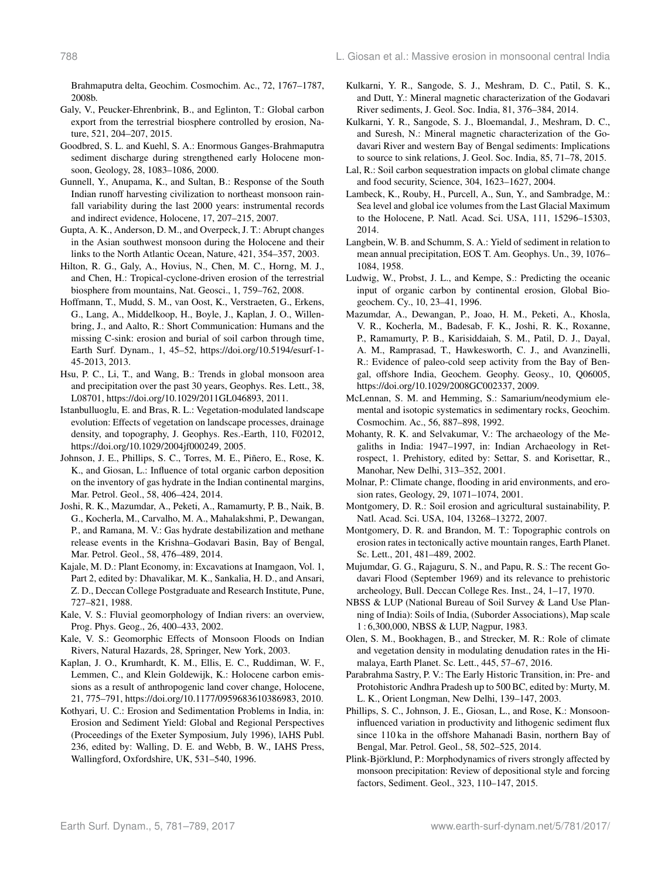Brahmaputra delta, Geochim. Cosmochim. Ac., 72, 1767–1787, 2008b.

Galy, V., Peucker-Ehrenbrink, B., and Eglinton, T.: Global carbon export from the terrestrial biosphere controlled by erosion, Nature, 521, 204–207, 2015.

Goodbred, S. L. and Kuehl, S. A.: Enormous Ganges-Brahmaputra sediment discharge during strengthened early Holocene monsoon, Geology, 28, 1083–1086, 2000.

Gunnell, Y., Anupama, K., and Sultan, B.: Response of the South Indian runoff harvesting civilization to northeast monsoon rainfall variability during the last 2000 years: instrumental records and indirect evidence, Holocene, 17, 207–215, 2007.

Gupta, A. K., Anderson, D. M., and Overpeck, J. T.: Abrupt changes in the Asian southwest monsoon during the Holocene and their links to the North Atlantic Ocean, Nature, 421, 354–357, 2003.

Hilton, R. G., Galy, A., Hovius, N., Chen, M. C., Horng, M. J., and Chen, H.: Tropical-cyclone-driven erosion of the terrestrial biosphere from mountains, Nat. Geosci., 1, 759–762, 2008.

Hoffmann, T., Mudd, S. M., van Oost, K., Verstraeten, G., Erkens, G., Lang, A., Middelkoop, H., Boyle, J., Kaplan, J. O., Willenbring, J., and Aalto, R.: Short Communication: Humans and the missing C-sink: erosion and burial of soil carbon through time, Earth Surf. Dynam., 1, 45–52, https://doi.org/10.5194/esurf-1-45-2013, 2013.

Hsu, P. C., Li, T., and Wang, B.: Trends in global monsoon area and precipitation over the past 30 years, Geophys. Res. Lett., 38, L08701, https://doi.org/10.1029/2011GL046893, 2011.

Istanbulluoglu, E. and Bras, R. L.: Vegetation-modulated landscape evolution: Effects of vegetation on landscape processes, drainage density, and topography, J. Geophys. Res.-Earth, 110, F02012, https://doi.org/10.1029/2004jf000249, 2005.

Johnson, J. E., Phillips, S. C., Torres, M. E., Piñero, E., Rose, K. K., and Giosan, L.: Influence of total organic carbon deposition on the inventory of gas hydrate in the Indian continental margins, Mar. Petrol. Geol., 58, 406–424, 2014.

Joshi, R. K., Mazumdar, A., Peketi, A., Ramamurty, P. B., Naik, B. G., Kocherla, M., Carvalho, M. A., Mahalakshmi, P., Dewangan, P., and Ramana, M. V.: Gas hydrate destabilization and methane release events in the Krishna–Godavari Basin, Bay of Bengal, Mar. Petrol. Geol., 58, 476–489, 2014.

Kajale, M. D.: Plant Economy, in: Excavations at Inamgaon, Vol. 1, Part 2, edited by: Dhavalikar, M. K., Sankalia, H. D., and Ansari, Z. D., Deccan College Postgraduate and Research Institute, Pune, 727–821, 1988.

Kale, V. S.: Fluvial geomorphology of Indian rivers: an overview, Prog. Phys. Geog., 26, 400–433, 2002.

Kale, V. S.: Geomorphic Effects of Monsoon Floods on Indian Rivers, Natural Hazards, 28, Springer, New York, 2003.

Kaplan, J. O., Krumhardt, K. M., Ellis, E. C., Ruddiman, W. F., Lemmen, C., and Klein Goldewijk, K.: Holocene carbon emissions as a result of anthropogenic land cover change, Holocene, 21, 775–791, https://doi.org/10.1177/0959683610386983, 2010.

Kothyari, U. C.: Erosion and Sedimentation Problems in India, in: Erosion and Sediment Yield: Global and Regional Perspectives (Proceedings of the Exeter Symposium, July 1996), lAHS Publ. 236, edited by: Walling, D. E. and Webb, B. W., IAHS Press, Wallingford, Oxfordshire, UK, 531–540, 1996.

Kulkarni, Y. R., Sangode, S. J., Meshram, D. C., Patil, S. K., and Dutt, Y.: Mineral magnetic characterization of the Godavari River sediments, J. Geol. Soc. India, 81, 376–384, 2014.

Kulkarni, Y. R., Sangode, S. J., Bloemandal, J., Meshram, D. C., and Suresh, N.: Mineral magnetic characterization of the Godavari River and western Bay of Bengal sediments: Implications to source to sink relations, J. Geol. Soc. India, 85, 71–78, 2015.

Lal, R.: Soil carbon sequestration impacts on global climate change and food security, Science, 304, 1623–1627, 2004.

Lambeck, K., Rouby, H., Purcell, A., Sun, Y., and Sambradge, M.: Sea level and global ice volumes from the Last Glacial Maximum to the Holocene, P. Natl. Acad. Sci. USA, 111, 15296–15303, 2014.

Langbein, W. B. and Schumm, S. A.: Yield of sediment in relation to mean annual precipitation, EOS T. Am. Geophys. Un., 39, 1076–1084, 1958.

Ludwig, W., Probst, J. L., and Kempe, S.: Predicting the oceanic input of organic carbon by continental erosion, Global Biogeochem. Cy., 10, 23–41, 1996.

Mazumdar, A., Dewangan, P., Joao, H. M., Peketi, A., Khosla, V. R., Kocherla, M., Badesab, F. K., Joshi, R. K., Roxanne, P., Ramamurty, P. B., Karisiddaiah, S. M., Patil, D. J., Dayal, A. M., Ramprasad, T., Hawkesworth, C. J., and Avanzinelli, R.: Evidence of paleo-cold seep activity from the Bay of Bengal, offshore India, Geochem. Geophy. Geosy., 10, Q06005, https://doi.org/10.1029/2008GC002337, 2009.

McLennan, S. M. and Hemming, S.: Samarium/neodymium elemental and isotopic systematics in sedimentary rocks, Geochim. Cosmochim. Ac., 56, 887–898, 1992.

Mohanty, R. K. and Selvakumar, V.: The archaeology of the Megaliths in India: 1947–1997, in: Indian Archaeology in Retrospect, 1. Prehistory, edited by: Settar, S. and Korisettar, R., Manohar, New Delhi, 313–352, 2001.

Molnar, P.: Climate change, flooding in arid environments, and erosion rates, Geology, 29, 1071–1074, 2001.

Montgomery, D. R.: Soil erosion and agricultural sustainability, P. Natl. Acad. Sci. USA, 104, 13268–13272, 2007.

Montgomery, D. R. and Brandon, M. T.: Topographic controls on erosion rates in tectonically active mountain ranges, Earth Planet. Sc. Lett., 201, 481–489, 2002.

Mujumdar, G. G., Rajaguru, S. N., and Papu, R. S.: The recent Godavari Flood (September 1969) and its relevance to prehistoric archeology, Bull. Deccan College Res. Inst., 24, 1–17, 1970.

NBSS & LUP (National Bureau of Soil Survey & Land Use Planning of India): Soils of India, (Suborder Associations), Map scale 1 : 6,300,000, NBSS & LUP, Nagpur, 1983.

Olen, S. M., Bookhagen, B., and Strecker, M. R.: Role of climate and vegetation density in modulating denudation rates in the Himalaya, Earth Planet. Sc. Lett., 445, 57–67, 2016.

Parabrahma Sastry, P. V.: The Early Historic Transition, in: Pre- and Protohistoric Andhra Pradesh up to 500 BC, edited by: Murty, M. L. K., Orient Longman, New Delhi, 139–147, 2003.

Phillips, S. C., Johnson, J. E., Giosan, L., and Rose, K.: Monsoon-influenced variation in productivity and lithogenic sediment flux since 110 ka in the offshore Mahanadi Basin, northern Bay of Bengal, Mar. Petrol. Geol., 58, 502–525, 2014.

Plink-Björklund, P.: Morphodynamics of rivers strongly affected by monsoon precipitation: Review of depositional style and forcing factors, Sediment. Geol., 323, 110–147, 2015.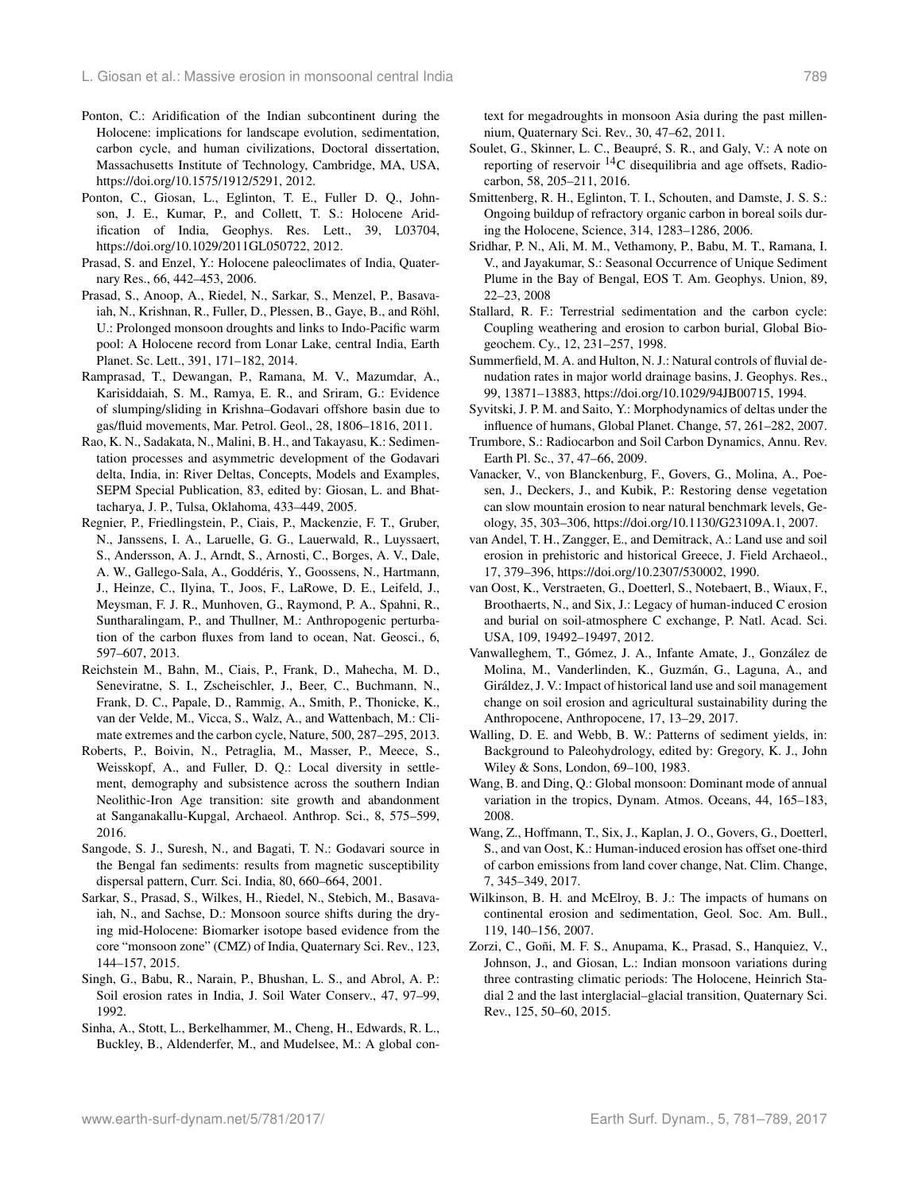Ponton, C.: Aridification of the Indian subcontinent during the Holocene: implications for landscape evolution, sedimentation, carbon cycle, and human civilizations, Doctoral dissertation, Massachusetts Institute of Technology, Cambridge, MA, USA, https://doi.org/10.1575/1912/5291, 2012.

Ponton, C., Giosan, L., Eglinton, T. E., Fuller D. Q., Johnson, J. E., Kumar, P., and Collett, T. S.: Holocene Aridification of India, Geophys. Res. Lett., 39, L03704, https://doi.org/10.1029/2011GL050722, 2012.

Prasad, S. and Enzel, Y.: Holocene paleoclimates of India, Quaternary Res., 66, 442–453, 2006.

Prasad, S., Anoop, A., Riedel, N., Sarkar, S., Menzel, P., Basavaiah, N., Krishnan, R., Fuller, D., Plessen, B., Gaye, B., and Röhl, U.: Prolonged monsoon droughts and links to Indo-Pacific warm pool: A Holocene record from Lonar Lake, central India, Earth Planet. Sc. Lett., 391, 171–182, 2014.

Ramprasad, T., Dewangan, P., Ramana, M. V., Mazumdar, A., Karisiddaiah, S. M., Ramya, E. R., and Sriram, G.: Evidence of slumping/sliding in Krishna–Godavari offshore basin due to gas/fluid movements, Mar. Petrol. Geol., 28, 1806–1816, 2011.

Rao, K. N., Sadakata, N., Malini, B. H., and Takayasu, K.: Sedimentation processes and asymmetric development of the Godavari delta, India, in: River Deltas, Concepts, Models and Examples, SEPM Special Publication, 83, edited by: Giosan, L. and Bhattacharya, J. P., Tulsa, Oklahoma, 433–449, 2005.

Regnier, P., Friedlingstein, P., Ciais, P., Mackenzie, F. T., Gruber, N., Janssens, I. A., Laruelle, G. G., Lauerwald, R., Luyssaert, S., Andersson, A. J., Arndt, S., Arnosti, C., Borges, A. V., Dale, A. W., Gallego-Sala, A., Goddéris, Y., Goossens, N., Hartmann, J., Heinze, C., Ilyina, T., Joos, F., LaRowe, D. E., Leifeld, J., Meysman, F. J. R., Munhoven, G., Raymond, P. A., Spahni, R., Suntharalingam, P., and Thullner, M.: Anthropogenic perturbation of the carbon fluxes from land to ocean, Nat. Geosci., 6, 597–607, 2013.

Reichstein M., Bahn, M., Ciais, P., Frank, D., Mahecha, M. D., Seneviratne, S. I., Zscheischler, J., Beer, C., Buchmann, N., Frank, D. C., Papale, D., Rammig, A., Smith, P., Thonicke, K., van der Velde, M., Vicca, S., Walz, A., and Wattenbach, M.: Climate extremes and the carbon cycle, Nature, 500, 287–295, 2013.

Roberts, P., Boivin, N., Petraglia, M., Masser, P., Meece, S., Weisskopf, A., and Fuller, D. Q.: Local diversity in settlement, demography and subsistence across the southern Indian Neolithic-Iron Age transition: site growth and abandonment at Sanganakallu-Kupgal, Archaeol. Anthrop. Sci., 8, 575–599, 2016.

Sangode, S. J., Suresh, N., and Bagati, T. N.: Godavari source in the Bengal fan sediments: results from magnetic susceptibility dispersal pattern, Curr. Sci. India, 80, 660–664, 2001.

Sarkar, S., Prasad, S., Wilkes, H., Riedel, N., Stebich, M., Basavaiah, N., and Sachse, D.: Monsoon source shifts during the drying mid-Holocene: Biomarker isotope based evidence from the core "monsoon zone" (CMZ) of India, Quaternary Sci. Rev., 123, 144–157, 2015.

Singh, G., Babu, R., Narain, P., Bhushan, L. S., and Abrol, A. P.: Soil erosion rates in India, J. Soil Water Conserv., 47, 97–99, 1992.

Sinha, A., Stott, L., Berkelhammer, M., Cheng, H., Edwards, R. L., Buckley, B., Aldenderfer, M., and Mudelsee, M.: A global context for megadroughts in monsoon Asia during the past millennium, Quaternary Sci. Rev., 30, 47–62, 2011.

Soulet, G., Skinner, L. C., Beaupré, S. R., and Galy, V.: A note on reporting of reservoir $^{14}C$ disequilibria and age offsets, Radiocarbon, 58, 205–211, 2016.

Smittenberg, R. H., Eglinton, T. I., Schouten, and Damste, J. S. S.: Ongoing buildup of refractory organic carbon in boreal soils during the Holocene, Science, 314, 1283–1286, 2006.

Sridhar, P. N., Ali, M. M., Vethamony, P., Babu, M. T., Ramana, I. V., and Jayakumar, S.: Seasonal Occurrence of Unique Sediment Plume in the Bay of Bengal, EOS T. Am. Geophys. Union, 89, 22–23, 2008

Stallard, R. F.: Terrestrial sedimentation and the carbon cycle: Coupling weathering and erosion to carbon burial, Global Biogeochem. Cy., 12, 231–257, 1998.

Summerfield, M. A. and Hulton, N. J.: Natural controls of fluvial denudation rates in major world drainage basins, J. Geophys. Res., 99, 13871–13883, https://doi.org/10.1029/94JB00715, 1994.

Syvitski, J. P. M. and Saito, Y.: Morphodynamics of deltas under the influence of humans, Global Planet. Change, 57, 261–282, 2007.

Trumbore, S.: Radiocarbon and Soil Carbon Dynamics, Annu. Rev. Earth Pl. Sc., 37, 47–66, 2009.

Vanacker, V., von Blanckenburg, F., Govers, G., Molina, A., Poesen, J., Deckers, J., and Kubik, P.: Restoring dense vegetation can slow mountain erosion to near natural benchmark levels, Geology, 35, 303–306, https://doi.org/10.1130/G23109A.1, 2007.

van Andel, T. H., Zangger, E., and Demitrack, A.: Land use and soil erosion in prehistoric and historical Greece, J. Field Archaeol., 17, 379–396, https://doi.org/10.2307/530002, 1990.

van Oost, K., Verstraeten, G., Doetterl, S., Notebaert, B., Wiaux, F., Broothaerts, N., and Six, J.: Legacy of human-induced C erosion and burial on soil-atmosphere C exchange, P. Natl. Acad. Sci. USA, 109, 19492–19497, 2012.

Vanwalleghem, T., Gómez, J. A., Infante Amate, J., González de Molina, M., Vanderlinden, K., Guzmán, G., Laguna, A., and Giráldez, J. V.: Impact of historical land use and soil management change on soil erosion and agricultural sustainability during the Anthropocene, Anthropocene, 17, 13–29, 2017.

Walling, D. E. and Webb, B. W.: Patterns of sediment yields, in: Background to Paleohydrology, edited by: Gregory, K. J., John Wiley & Sons, London, 69–100, 1983.

Wang, B. and Ding, Q.: Global monsoon: Dominant mode of annual variation in the tropics, Dynam. Atmos. Oceans, 44, 165–183, 2008.

Wang, Z., Hoffmann, T., Six, J., Kaplan, J. O., Govers, G., Doetterl, S., and van Oost, K.: Human-induced erosion has offset one-third of carbon emissions from land cover change, Nat. Clim. Change, 7, 345–349, 2017.

Wilkinson, B. H. and McElroy, B. J.: The impacts of humans on continental erosion and sedimentation, Geol. Soc. Am. Bull., 119, 140–156, 2007.

Zorzi, C., Goñi, M. F. S., Anupama, K., Prasad, S., Hanquiez, V., Johnson, J., and Giosan, L.: Indian monsoon variations during three contrasting climatic periods: The Holocene, Heinrich Stadial 2 and the last interglacial–glacial transition, Quaternary Sci. Rev., 125, 50–60, 2015.